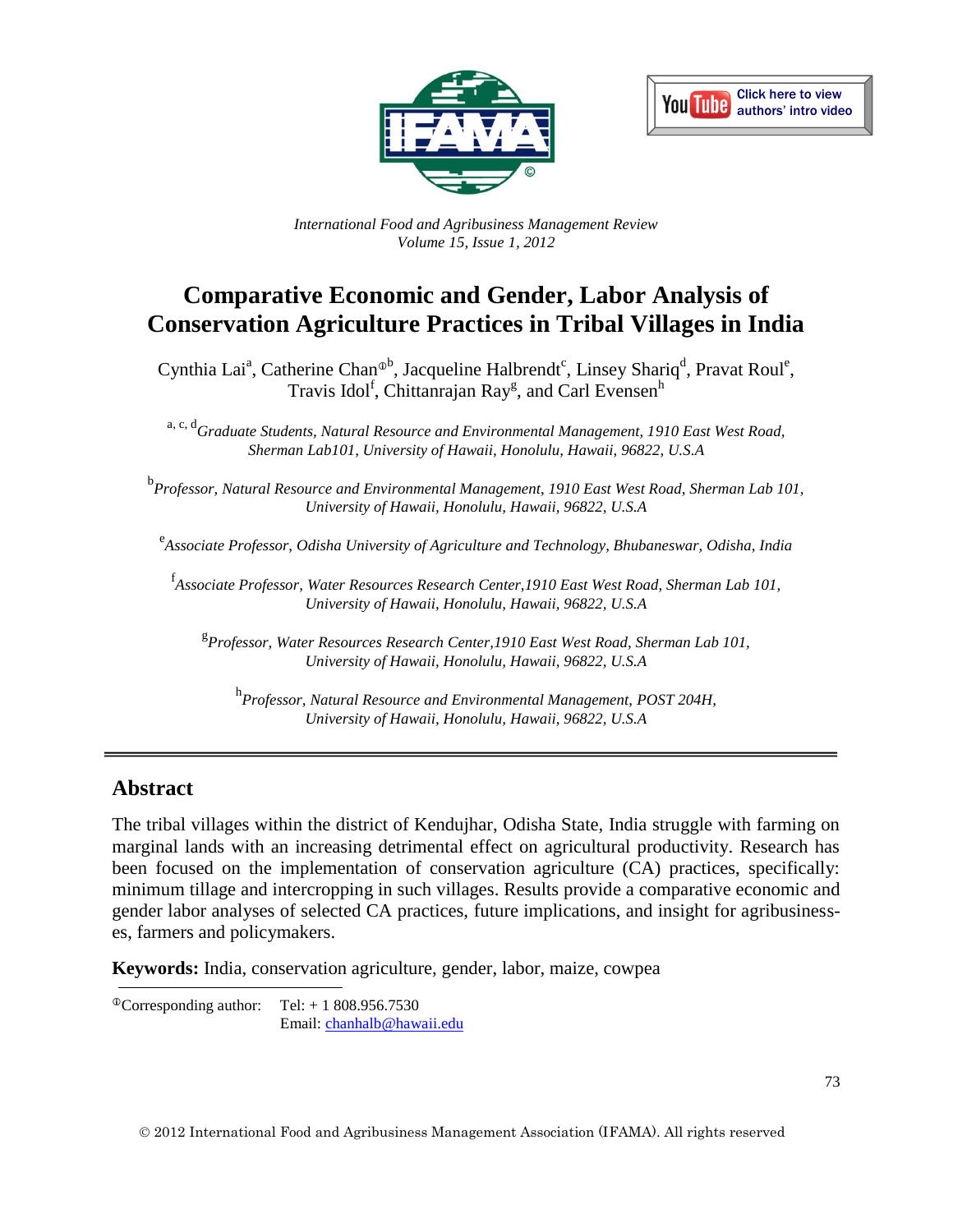*International Food and Agribusiness Management Review*
*Volume 15, Issue 1, 2012*

# Comparative Economic and Gender, Labor Analysis of Conservation Agriculture Practices in Tribal Villages in India

Cynthia Lai[a], Catherine Chan[ⓘb], Jacqueline Halbrendt[c], Linsey Shariq[d], Pravat Roul[e], Travis Idol[f], Chittanrajan Ray[g], and Carl Evensen[h]

[a, c, d] *Graduate Students, Natural Resource and Environmental Management, 1910 East West Road, Sherman Lab101, University of Hawaii, Honolulu, Hawaii, 96822, U.S.A*

[b] *Professor, Natural Resource and Environmental Management, 1910 East West Road, Sherman Lab 101, University of Hawaii, Honolulu, Hawaii, 96822, U.S.A*

[e] *Associate Professor, Odisha University of Agriculture and Technology, Bhubaneswar, Odisha, India*

[f] *Associate Professor, Water Resources Research Center,1910 East West Road, Sherman Lab 101, University of Hawaii, Honolulu, Hawaii, 96822, U.S.A*

[g] *Professor, Water Resources Research Center,1910 East West Road, Sherman Lab 101, University of Hawaii, Honolulu, Hawaii, 96822, U.S.A*

[h] *Professor, Natural Resource and Environmental Management, POST 204H, University of Hawaii, Honolulu, Hawaii, 96822, U.S.A*

## Abstract

The tribal villages within the district of Kendujhar, Odisha State, India struggle with farming on marginal lands with an increasing detrimental effect on agricultural productivity. Research has been focused on the implementation of conservation agriculture (CA) practices, specifically: minimum tillage and intercropping in such villages. Results provide a comparative economic and gender labor analyses of selected CA practices, future implications, and insight for agribusinesses, farmers and policymakers.

**Keywords:** India, conservation agriculture, gender, labor, maize, cowpea

ⓘCorresponding author: Tel: + 1 808.956.7530
Email: chanhalb@hawaii.edu

© 2012 International Food and Agribusiness Management Association (IFAMA). All rights reserved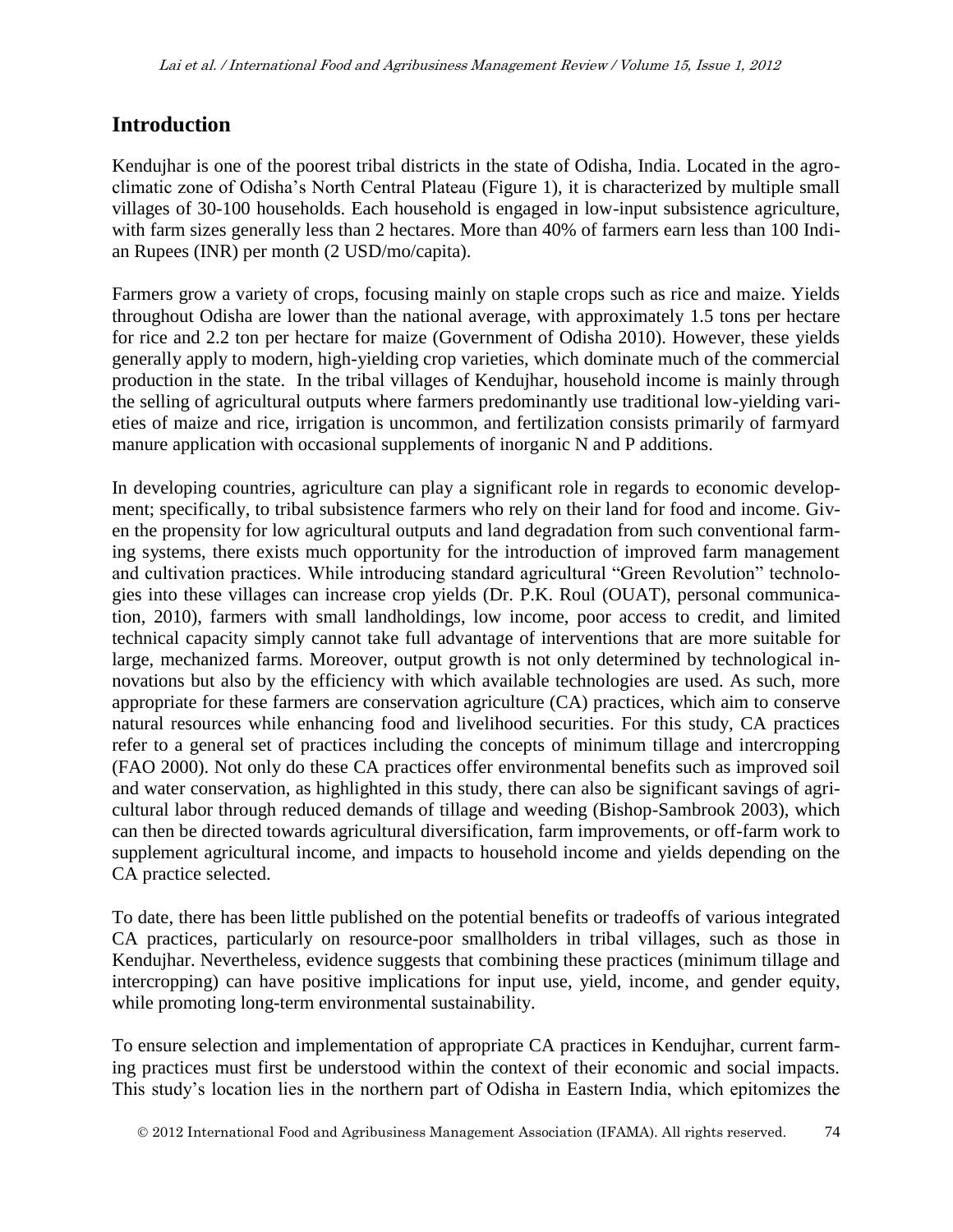## Introduction

Kendujhar is one of the poorest tribal districts in the state of Odisha, India. Located in the agro-climatic zone of Odisha's North Central Plateau (Figure 1), it is characterized by multiple small villages of 30-100 households. Each household is engaged in low-input subsistence agriculture, with farm sizes generally less than 2 hectares. More than 40% of farmers earn less than 100 Indian Rupees (INR) per month (2 USD/mo/capita).

Farmers grow a variety of crops, focusing mainly on staple crops such as rice and maize. Yields throughout Odisha are lower than the national average, with approximately 1.5 tons per hectare for rice and 2.2 ton per hectare for maize (Government of Odisha 2010). However, these yields generally apply to modern, high-yielding crop varieties, which dominate much of the commercial production in the state. In the tribal villages of Kendujhar, household income is mainly through the selling of agricultural outputs where farmers predominantly use traditional low-yielding varieties of maize and rice, irrigation is uncommon, and fertilization consists primarily of farmyard manure application with occasional supplements of inorganic N and P additions.

In developing countries, agriculture can play a significant role in regards to economic development; specifically, to tribal subsistence farmers who rely on their land for food and income. Given the propensity for low agricultural outputs and land degradation from such conventional farming systems, there exists much opportunity for the introduction of improved farm management and cultivation practices. While introducing standard agricultural "Green Revolution" technologies into these villages can increase crop yields (Dr. P.K. Roul (OUAT), personal communication, 2010), farmers with small landholdings, low income, poor access to credit, and limited technical capacity simply cannot take full advantage of interventions that are more suitable for large, mechanized farms. Moreover, output growth is not only determined by technological innovations but also by the efficiency with which available technologies are used. As such, more appropriate for these farmers are conservation agriculture (CA) practices, which aim to conserve natural resources while enhancing food and livelihood securities. For this study, CA practices refer to a general set of practices including the concepts of minimum tillage and intercropping (FAO 2000). Not only do these CA practices offer environmental benefits such as improved soil and water conservation, as highlighted in this study, there can also be significant savings of agricultural labor through reduced demands of tillage and weeding (Bishop-Sambrook 2003), which can then be directed towards agricultural diversification, farm improvements, or off-farm work to supplement agricultural income, and impacts to household income and yields depending on the CA practice selected.

To date, there has been little published on the potential benefits or tradeoffs of various integrated CA practices, particularly on resource-poor smallholders in tribal villages, such as those in Kendujhar. Nevertheless, evidence suggests that combining these practices (minimum tillage and intercropping) can have positive implications for input use, yield, income, and gender equity, while promoting long-term environmental sustainability.

To ensure selection and implementation of appropriate CA practices in Kendujhar, current farming practices must first be understood within the context of their economic and social impacts. This study's location lies in the northern part of Odisha in Eastern India, which epitomizes the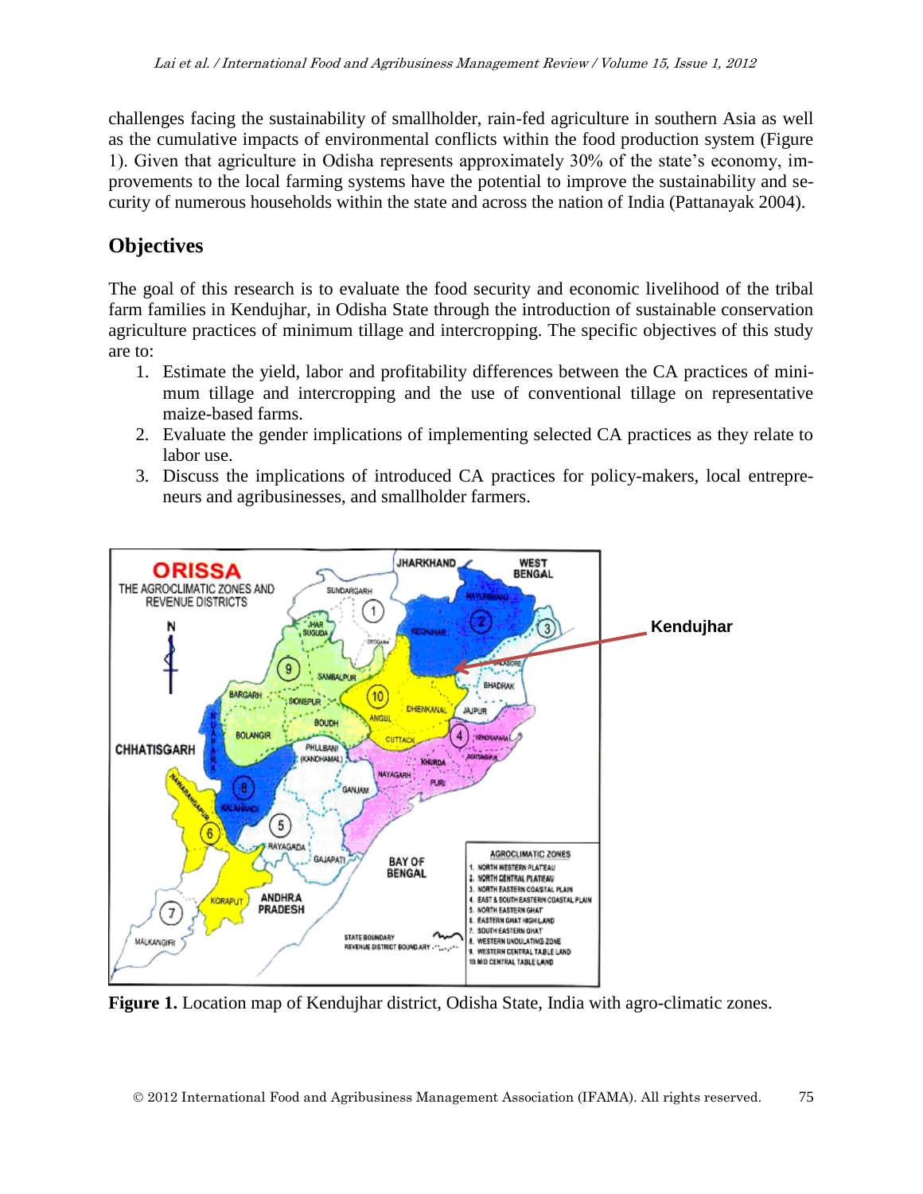challenges facing the sustainability of smallholder, rain-fed agriculture in southern Asia as well as the cumulative impacts of environmental conflicts within the food production system (Figure 1). Given that agriculture in Odisha represents approximately 30% of the state's economy, improvements to the local farming systems have the potential to improve the sustainability and security of numerous households within the state and across the nation of India (Pattanayak 2004).

## Objectives

The goal of this research is to evaluate the food security and economic livelihood of the tribal farm families in Kendujhar, in Odisha State through the introduction of sustainable conservation agriculture practices of minimum tillage and intercropping. The specific objectives of this study are to:

1. Estimate the yield, labor and profitability differences between the CA practices of minimum tillage and intercropping and the use of conventional tillage on representative maize-based farms.
2. Evaluate the gender implications of implementing selected CA practices as they relate to labor use.
3. Discuss the implications of introduced CA practices for policy-makers, local entrepreneurs and agribusinesses, and smallholder farmers.

**Figure 1.** Location map of Kendujhar district, Odisha State, India with agro-climatic zones.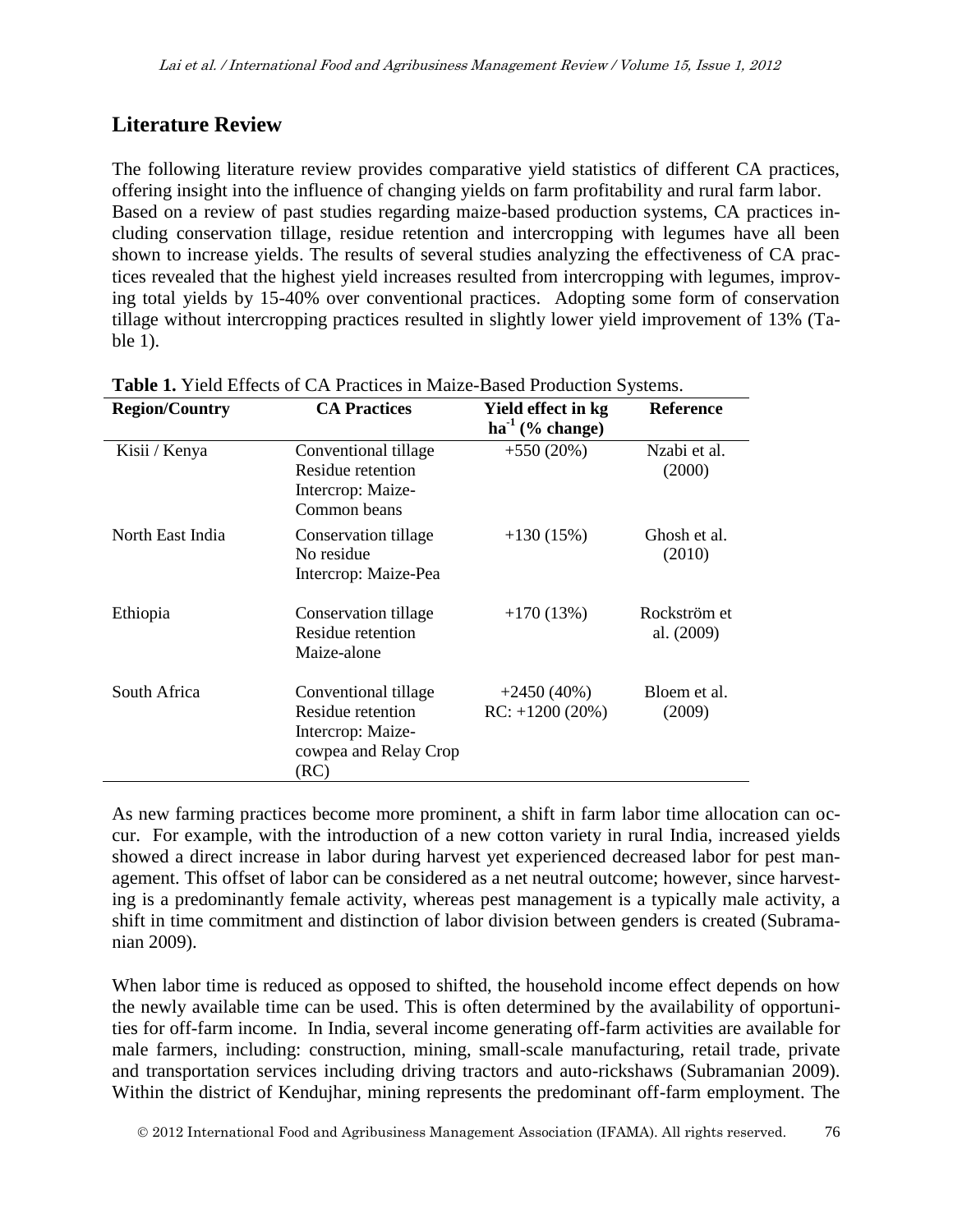## Literature Review

The following literature review provides comparative yield statistics of different CA practices, offering insight into the influence of changing yields on farm profitability and rural farm labor. Based on a review of past studies regarding maize-based production systems, CA practices including conservation tillage, residue retention and intercropping with legumes have all been shown to increase yields. The results of several studies analyzing the effectiveness of CA practices revealed that the highest yield increases resulted from intercropping with legumes, improving total yields by 15-40% over conventional practices. Adopting some form of conservation tillage without intercropping practices resulted in slightly lower yield improvement of 13% (Table 1).

**Table 1.** Yield Effects of CA Practices in Maize-Based Production Systems.

| Region/Country | CA Practices | Yield effect in kg $ha^{-1}$ (% change) | Reference |
|---|---|---|---|
| Kisii / Kenya | Conventional tillage<br>Residue retention<br>Intercrop: Maize-Common beans | +550 (20%) | Nzabi et al. (2000) |
| North East India | Conservation tillage<br>No residue<br>Intercrop: Maize-Pea | +130 (15%) | Ghosh et al. (2010) |
| Ethiopia | Conservation tillage<br>Residue retention<br>Maize-alone | +170 (13%) | Rockström et al. (2009) |
| South Africa | Conventional tillage<br>Residue retention<br>Intercrop: Maize-cowpea and Relay Crop (RC) | +2450 (40%)<br>RC: +1200 (20%) | Bloem et al. (2009) |

As new farming practices become more prominent, a shift in farm labor time allocation can occur. For example, with the introduction of a new cotton variety in rural India, increased yields showed a direct increase in labor during harvest yet experienced decreased labor for pest management. This offset of labor can be considered as a net neutral outcome; however, since harvesting is a predominantly female activity, whereas pest management is a typically male activity, a shift in time commitment and distinction of labor division between genders is created (Subramanian 2009).

When labor time is reduced as opposed to shifted, the household income effect depends on how the newly available time can be used. This is often determined by the availability of opportunities for off-farm income. In India, several income generating off-farm activities are available for male farmers, including: construction, mining, small-scale manufacturing, retail trade, private and transportation services including driving tractors and auto-rickshaws (Subramanian 2009). Within the district of Kendujhar, mining represents the predominant off-farm employment. The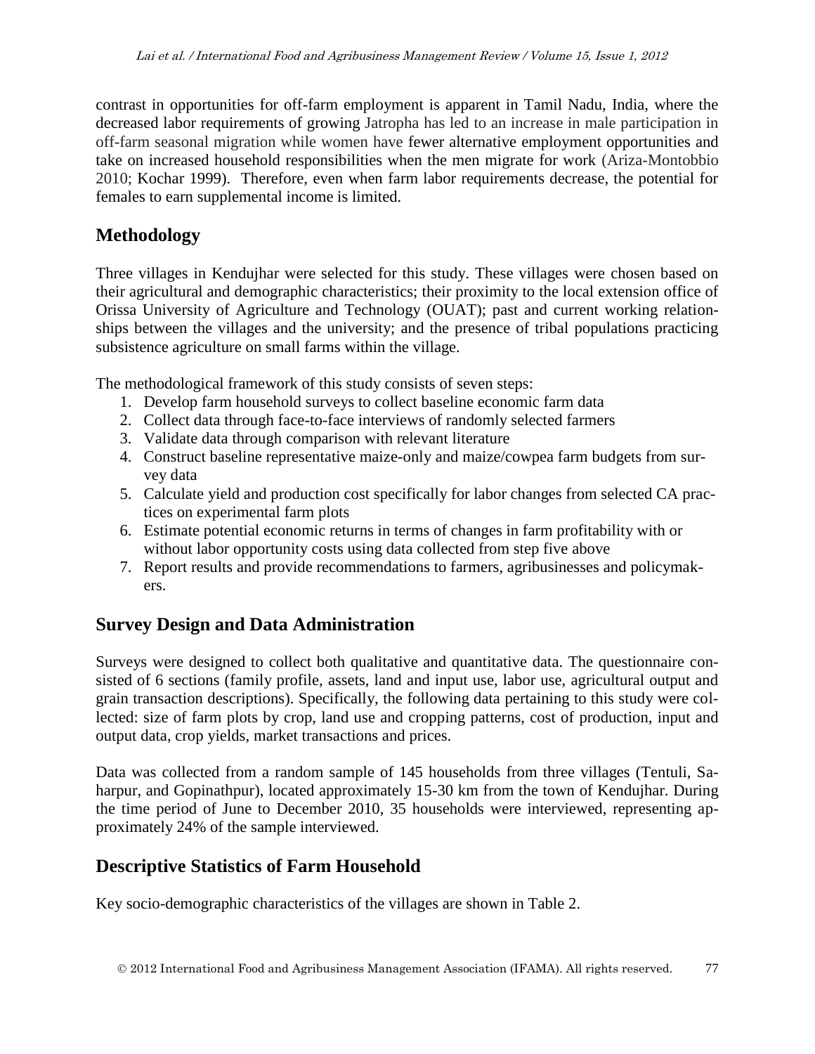contrast in opportunities for off-farm employment is apparent in Tamil Nadu, India, where the decreased labor requirements of growing Jatropha has led to an increase in male participation in off-farm seasonal migration while women have fewer alternative employment opportunities and take on increased household responsibilities when the men migrate for work (Ariza-Montobbio 2010; Kochar 1999). Therefore, even when farm labor requirements decrease, the potential for females to earn supplemental income is limited.

## Methodology

Three villages in Kendujhar were selected for this study. These villages were chosen based on their agricultural and demographic characteristics; their proximity to the local extension office of Orissa University of Agriculture and Technology (OUAT); past and current working relationships between the villages and the university; and the presence of tribal populations practicing subsistence agriculture on small farms within the village.

The methodological framework of this study consists of seven steps:

1. Develop farm household surveys to collect baseline economic farm data
2. Collect data through face-to-face interviews of randomly selected farmers
3. Validate data through comparison with relevant literature
4. Construct baseline representative maize-only and maize/cowpea farm budgets from survey data
5. Calculate yield and production cost specifically for labor changes from selected CA practices on experimental farm plots
6. Estimate potential economic returns in terms of changes in farm profitability with or without labor opportunity costs using data collected from step five above
7. Report results and provide recommendations to farmers, agribusinesses and policymakers.

## Survey Design and Data Administration

Surveys were designed to collect both qualitative and quantitative data. The questionnaire consisted of 6 sections (family profile, assets, land and input use, labor use, agricultural output and grain transaction descriptions). Specifically, the following data pertaining to this study were collected: size of farm plots by crop, land use and cropping patterns, cost of production, input and output data, crop yields, market transactions and prices.

Data was collected from a random sample of 145 households from three villages (Tentuli, Saharpur, and Gopinathpur), located approximately 15-30 km from the town of Kendujhar. During the time period of June to December 2010, 35 households were interviewed, representing approximately 24% of the sample interviewed.

## Descriptive Statistics of Farm Household

Key socio-demographic characteristics of the villages are shown in Table 2.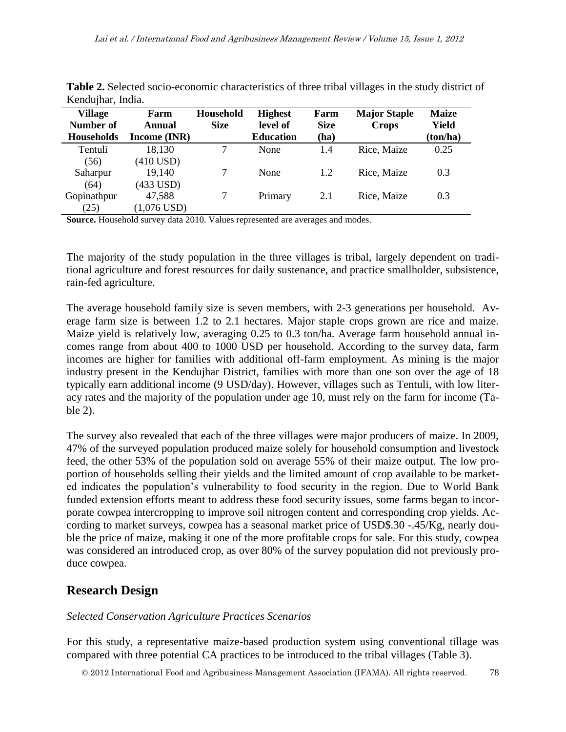**Table 2.** Selected socio-economic characteristics of three tribal villages in the study district of Kendujhar, India.

| Village Number of Households | Farm Annual Income (INR) | Household Size | Highest level of Education | Farm Size (ha) | Major Staple Crops | Maize Yield (ton/ha) |
|---|---|---|---|---|---|---|
| Tentuli (56) | 18,130 (410 USD) | 7 | None | 1.4 | Rice, Maize | 0.25 |
| Saharpur (64) | 19,140 (433 USD) | 7 | None | 1.2 | Rice, Maize | 0.3 |
| Gopinathpur (25) | 47,588 (1,076 USD) | 7 | Primary | 2.1 | Rice, Maize | 0.3 |

**Source.** Household survey data 2010. Values represented are averages and modes.

The majority of the study population in the three villages is tribal, largely dependent on traditional agriculture and forest resources for daily sustenance, and practice smallholder, subsistence, rain-fed agriculture.

The average household family size is seven members, with 2-3 generations per household. Average farm size is between 1.2 to 2.1 hectares. Major staple crops grown are rice and maize. Maize yield is relatively low, averaging 0.25 to 0.3 ton/ha. Average farm household annual incomes range from about 400 to 1000 USD per household. According to the survey data, farm incomes are higher for families with additional off-farm employment. As mining is the major industry present in the Kendujhar District, families with more than one son over the age of 18 typically earn additional income (9 USD/day). However, villages such as Tentuli, with low literacy rates and the majority of the population under age 10, must rely on the farm for income (Table 2).

The survey also revealed that each of the three villages were major producers of maize. In 2009, 47% of the surveyed population produced maize solely for household consumption and livestock feed, the other 53% of the population sold on average 55% of their maize output. The low proportion of households selling their yields and the limited amount of crop available to be marketed indicates the population's vulnerability to food security in the region. Due to World Bank funded extension efforts meant to address these food security issues, some farms began to incorporate cowpea intercropping to improve soil nitrogen content and corresponding crop yields. According to market surveys, cowpea has a seasonal market price of USD$.30 -.45/Kg, nearly double the price of maize, making it one of the more profitable crops for sale. For this study, cowpea was considered an introduced crop, as over 80% of the survey population did not previously produce cowpea.

## Research Design

*Selected Conservation Agriculture Practices Scenarios*

For this study, a representative maize-based production system using conventional tillage was compared with three potential CA practices to be introduced to the tribal villages (Table 3).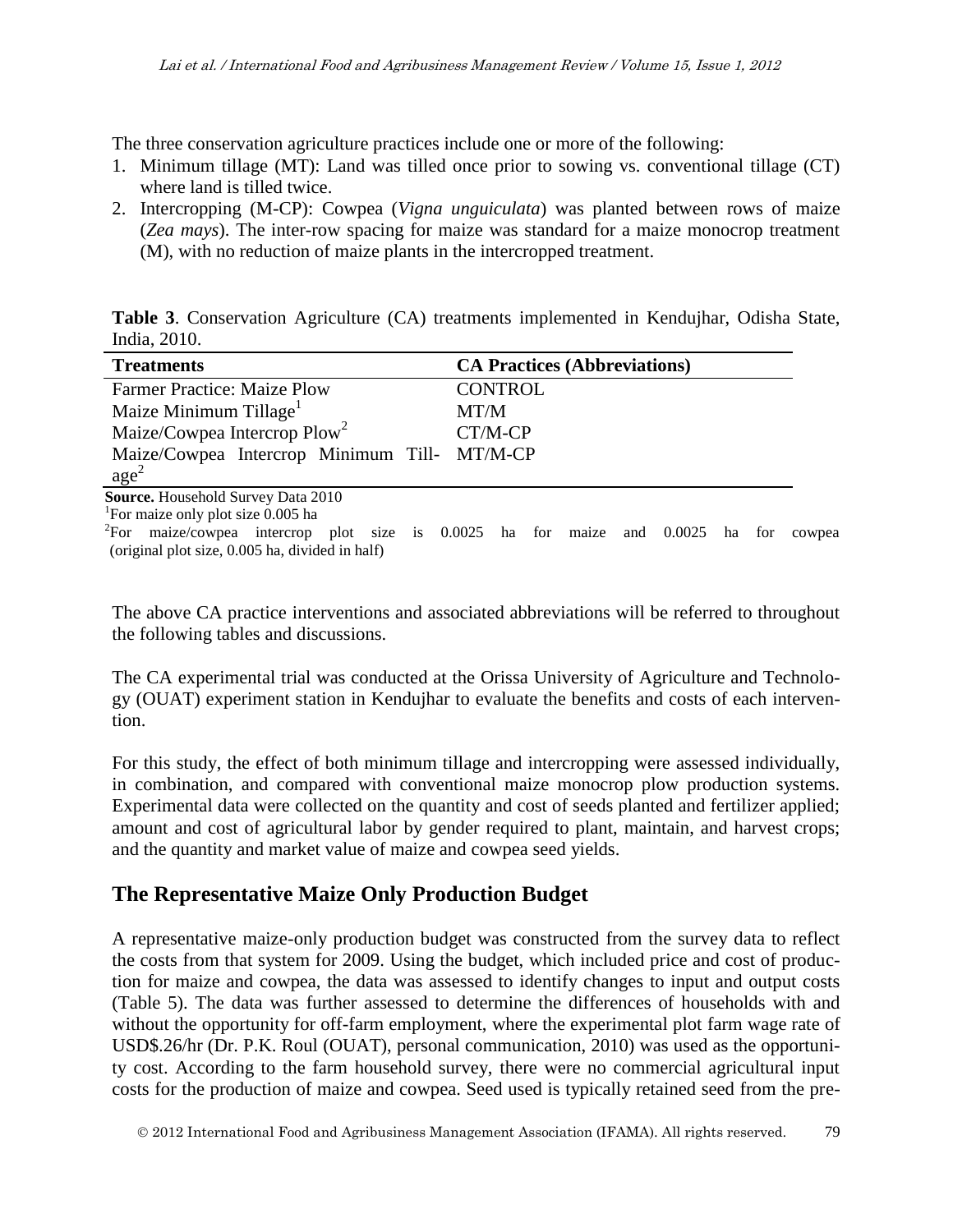The three conservation agriculture practices include one or more of the following:

1. Minimum tillage (MT): Land was tilled once prior to sowing vs. conventional tillage (CT) where land is tilled twice.
2. Intercropping (M-CP): Cowpea (*Vigna unguiculata*) was planted between rows of maize (*Zea mays*). The inter-row spacing for maize was standard for a maize monocrop treatment (M), with no reduction of maize plants in the intercropped treatment.

**Table 3**. Conservation Agriculture (CA) treatments implemented in Kendujhar, Odisha State, India, 2010.

| Treatments | CA Practices (Abbreviations) |
|---|---|
| Farmer Practice: Maize Plow | CONTROL |
| Maize Minimum Tillage[1] | MT/M |
| Maize/Cowpea Intercrop Plow[2] | CT/M-CP |
| Maize/Cowpea Intercrop Minimum Tillage[2] | MT/M-CP |

**Source.** Household Survey Data 2010

[1]For maize only plot size 0.005 ha

[2]For maize/cowpea intercrop plot size is 0.0025 ha for maize and 0.0025 ha for cowpea (original plot size, 0.005 ha, divided in half)

The above CA practice interventions and associated abbreviations will be referred to throughout the following tables and discussions.

The CA experimental trial was conducted at the Orissa University of Agriculture and Technology (OUAT) experiment station in Kendujhar to evaluate the benefits and costs of each intervention.

For this study, the effect of both minimum tillage and intercropping were assessed individually, in combination, and compared with conventional maize monocrop plow production systems. Experimental data were collected on the quantity and cost of seeds planted and fertilizer applied; amount and cost of agricultural labor by gender required to plant, maintain, and harvest crops; and the quantity and market value of maize and cowpea seed yields.

## The Representative Maize Only Production Budget

A representative maize-only production budget was constructed from the survey data to reflect the costs from that system for 2009. Using the budget, which included price and cost of production for maize and cowpea, the data was assessed to identify changes to input and output costs (Table 5). The data was further assessed to determine the differences of households with and without the opportunity for off-farm employment, where the experimental plot farm wage rate of USD$.26/hr (Dr. P.K. Roul (OUAT), personal communication, 2010) was used as the opportunity cost. According to the farm household survey, there were no commercial agricultural input costs for the production of maize and cowpea. Seed used is typically retained seed from the pre-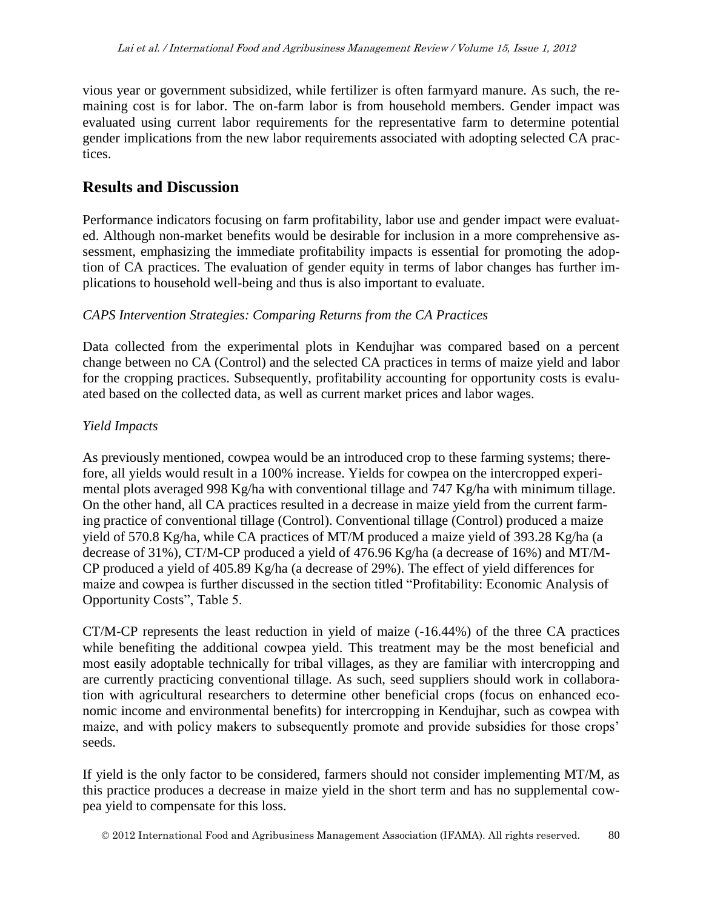vious year or government subsidized, while fertilizer is often farmyard manure. As such, the remaining cost is for labor. The on-farm labor is from household members. Gender impact was evaluated using current labor requirements for the representative farm to determine potential gender implications from the new labor requirements associated with adopting selected CA practices.

## Results and Discussion

Performance indicators focusing on farm profitability, labor use and gender impact were evaluated. Although non-market benefits would be desirable for inclusion in a more comprehensive assessment, emphasizing the immediate profitability impacts is essential for promoting the adoption of CA practices. The evaluation of gender equity in terms of labor changes has further implications to household well-being and thus is also important to evaluate.

*CAPS Intervention Strategies: Comparing Returns from the CA Practices*

Data collected from the experimental plots in Kendujhar was compared based on a percent change between no CA (Control) and the selected CA practices in terms of maize yield and labor for the cropping practices. Subsequently, profitability accounting for opportunity costs is evaluated based on the collected data, as well as current market prices and labor wages.

*Yield Impacts*

As previously mentioned, cowpea would be an introduced crop to these farming systems; therefore, all yields would result in a 100% increase. Yields for cowpea on the intercropped experimental plots averaged 998 Kg/ha with conventional tillage and 747 Kg/ha with minimum tillage. On the other hand, all CA practices resulted in a decrease in maize yield from the current farming practice of conventional tillage (Control). Conventional tillage (Control) produced a maize yield of 570.8 Kg/ha, while CA practices of MT/M produced a maize yield of 393.28 Kg/ha (a decrease of 31%), CT/M-CP produced a yield of 476.96 Kg/ha (a decrease of 16%) and MT/M-CP produced a yield of 405.89 Kg/ha (a decrease of 29%). The effect of yield differences for maize and cowpea is further discussed in the section titled "Profitability: Economic Analysis of Opportunity Costs", Table 5.

CT/M-CP represents the least reduction in yield of maize (-16.44%) of the three CA practices while benefiting the additional cowpea yield. This treatment may be the most beneficial and most easily adoptable technically for tribal villages, as they are familiar with intercropping and are currently practicing conventional tillage. As such, seed suppliers should work in collaboration with agricultural researchers to determine other beneficial crops (focus on enhanced economic income and environmental benefits) for intercropping in Kendujhar, such as cowpea with maize, and with policy makers to subsequently promote and provide subsidies for those crops' seeds.

If yield is the only factor to be considered, farmers should not consider implementing MT/M, as this practice produces a decrease in maize yield in the short term and has no supplemental cowpea yield to compensate for this loss.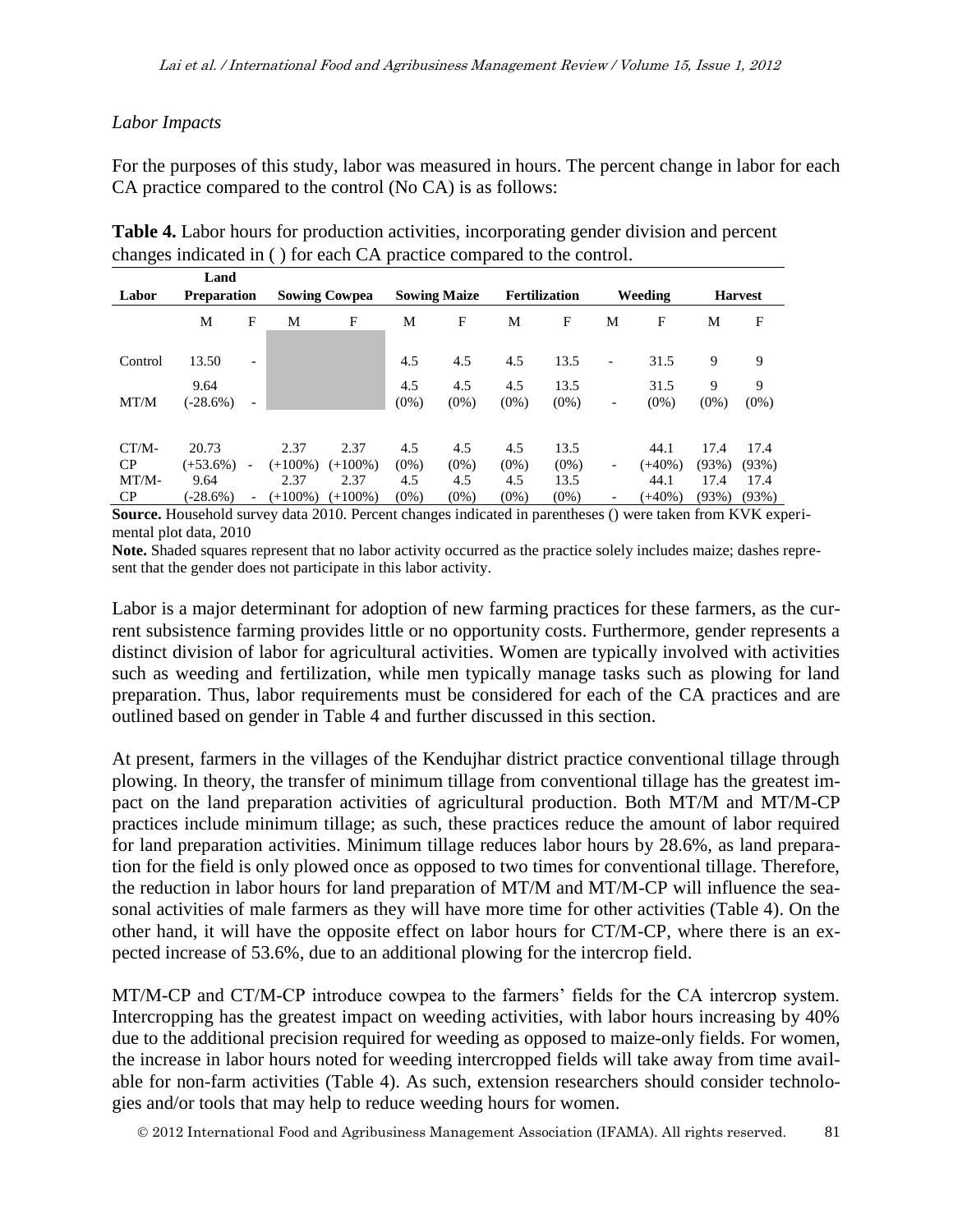*Labor Impacts*

For the purposes of this study, labor was measured in hours. The percent change in labor for each CA practice compared to the control (No CA) is as follows:

**Table 4.** Labor hours for production activities, incorporating gender division and percent changes indicated in ( ) for each CA practice compared to the control.

| Labor | Land Preparation | | Sowing Cowpea | | Sowing Maize | | Fertilization | | Weeding | | Harvest | |
|---|---|---|---|---|---|---|---|---|---|---|---|---|
| | M | F | M | F | M | F | M | F | M | F | M | F |
| Control | 13.50 | - | | | 4.5 | 4.5 | 4.5 | 13.5 | - | 31.5 | 9 | 9 |
| MT/M | 9.64 (-28.6%) | - | | | 4.5 (0%) | 4.5 (0%) | 4.5 (0%) | 13.5 (0%) | - | 31.5 (0%) | 9 (0%) | 9 (0%) |
| CT/M-CP | 20.73 (+53.6%) | - | 2.37 (+100%) | 2.37 (+100%) | 4.5 (0%) | 4.5 (0%) | 4.5 (0%) | 13.5 (0%) | - | 44.1 (+40%) | 17.4 (93%) | 17.4 (93%) |
| MT/M-CP | 9.64 (-28.6%) | - | 2.37 (+100%) | 2.37 (+100%) | 4.5 (0%) | 4.5 (0%) | 4.5 (0%) | 13.5 (0%) | - | 44.1 (+40%) | 17.4 (93%) | 17.4 (93%) |

**Source.** Household survey data 2010. Percent changes indicated in parentheses () were taken from KVK experimental plot data, 2010

**Note.** Shaded squares represent that no labor activity occurred as the practice solely includes maize; dashes represent that the gender does not participate in this labor activity.

Labor is a major determinant for adoption of new farming practices for these farmers, as the current subsistence farming provides little or no opportunity costs. Furthermore, gender represents a distinct division of labor for agricultural activities. Women are typically involved with activities such as weeding and fertilization, while men typically manage tasks such as plowing for land preparation. Thus, labor requirements must be considered for each of the CA practices and are outlined based on gender in Table 4 and further discussed in this section.

At present, farmers in the villages of the Kendujhar district practice conventional tillage through plowing. In theory, the transfer of minimum tillage from conventional tillage has the greatest impact on the land preparation activities of agricultural production. Both MT/M and MT/M-CP practices include minimum tillage; as such, these practices reduce the amount of labor required for land preparation activities. Minimum tillage reduces labor hours by 28.6%, as land preparation for the field is only plowed once as opposed to two times for conventional tillage. Therefore, the reduction in labor hours for land preparation of MT/M and MT/M-CP will influence the seasonal activities of male farmers as they will have more time for other activities (Table 4). On the other hand, it will have the opposite effect on labor hours for CT/M-CP, where there is an expected increase of 53.6%, due to an additional plowing for the intercrop field.

MT/M-CP and CT/M-CP introduce cowpea to the farmers' fields for the CA intercrop system. Intercropping has the greatest impact on weeding activities, with labor hours increasing by 40% due to the additional precision required for weeding as opposed to maize-only fields. For women, the increase in labor hours noted for weeding intercropped fields will take away from time available for non-farm activities (Table 4). As such, extension researchers should consider technologies and/or tools that may help to reduce weeding hours for women.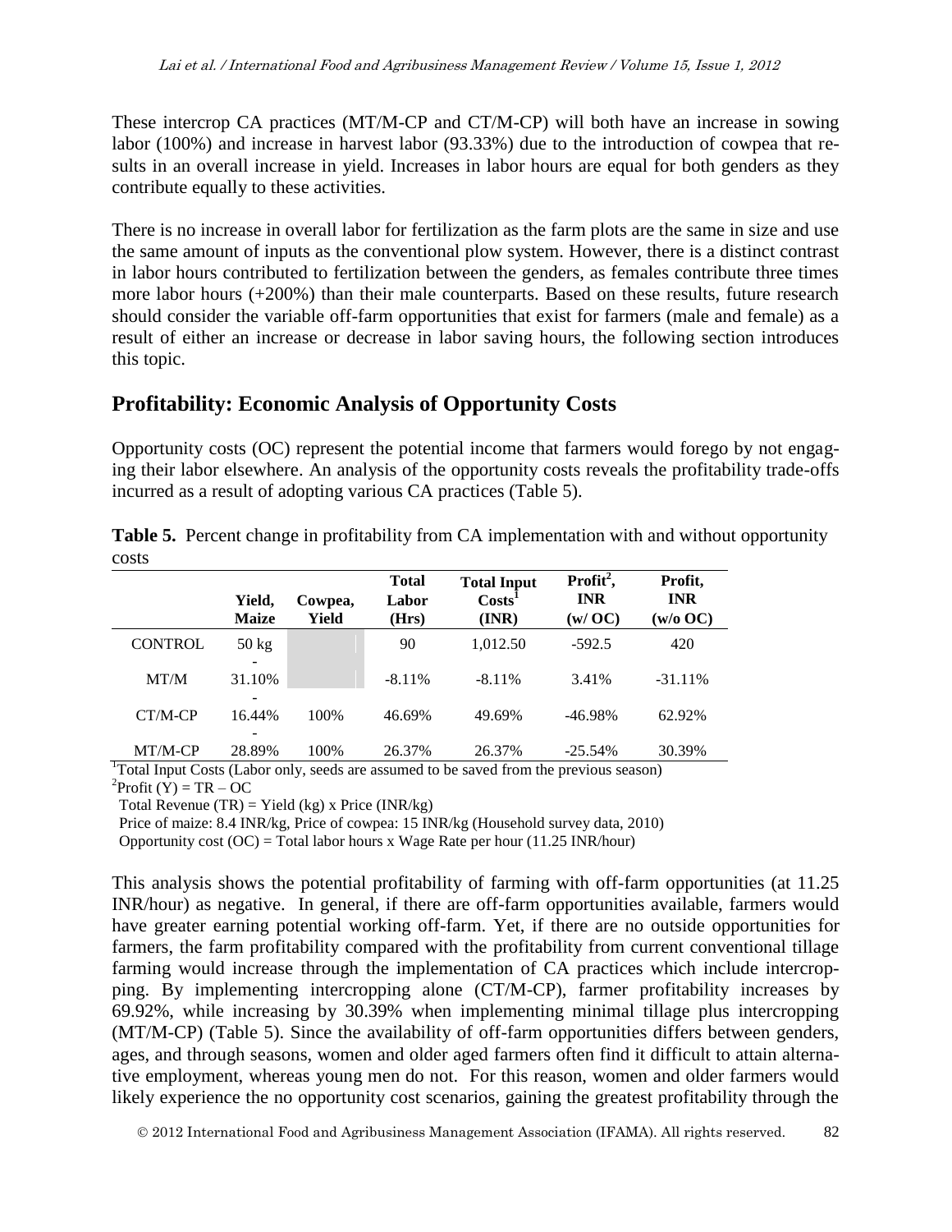These intercrop CA practices (MT/M-CP and CT/M-CP) will both have an increase in sowing labor (100%) and increase in harvest labor (93.33%) due to the introduction of cowpea that results in an overall increase in yield. Increases in labor hours are equal for both genders as they contribute equally to these activities.

There is no increase in overall labor for fertilization as the farm plots are the same in size and use the same amount of inputs as the conventional plow system. However, there is a distinct contrast in labor hours contributed to fertilization between the genders, as females contribute three times more labor hours (+200%) than their male counterparts. Based on these results, future research should consider the variable off-farm opportunities that exist for farmers (male and female) as a result of either an increase or decrease in labor saving hours, the following section introduces this topic.

## Profitability: Economic Analysis of Opportunity Costs

Opportunity costs (OC) represent the potential income that farmers would forego by not engaging their labor elsewhere. An analysis of the opportunity costs reveals the profitability trade-offs incurred as a result of adopting various CA practices (Table 5).

**Table 5.** Percent change in profitability from CA implementation with and without opportunity costs

| | Yield, Maize | Cowpea, Yield | Total Labor (Hrs) | Total Input Costs[1] (INR) | Profit[2], INR (w/ OC) | Profit, INR (w/o OC) |
|---|---|---|---|---|---|---|
| CONTROL | 50 kg | | 90 | 1,012.50 | -592.5 | 420 |
| MT/M | -31.10% | | -8.11% | -8.11% | 3.41% | -31.11% |
| CT/M-CP | -16.44% | 100% | 46.69% | 49.69% | -46.98% | 62.92% |
| MT/M-CP | -28.89% | 100% | 26.37% | 26.37% | -25.54% | 30.39% |

[1]Total Input Costs (Labor only, seeds are assumed to be saved from the previous season)
[2]Profit (Y) = TR – OC
Total Revenue (TR) = Yield (kg) x Price (INR/kg)
Price of maize: 8.4 INR/kg, Price of cowpea: 15 INR/kg (Household survey data, 2010)
Opportunity cost (OC) = Total labor hours x Wage Rate per hour (11.25 INR/hour)

This analysis shows the potential profitability of farming with off-farm opportunities (at 11.25 INR/hour) as negative. In general, if there are off-farm opportunities available, farmers would have greater earning potential working off-farm. Yet, if there are no outside opportunities for farmers, the farm profitability compared with the profitability from current conventional tillage farming would increase through the implementation of CA practices which include intercropping. By implementing intercropping alone (CT/M-CP), farmer profitability increases by 69.92%, while increasing by 30.39% when implementing minimal tillage plus intercropping (MT/M-CP) (Table 5). Since the availability of off-farm opportunities differs between genders, ages, and through seasons, women and older aged farmers often find it difficult to attain alternative employment, whereas young men do not. For this reason, women and older farmers would likely experience the no opportunity cost scenarios, gaining the greatest profitability through the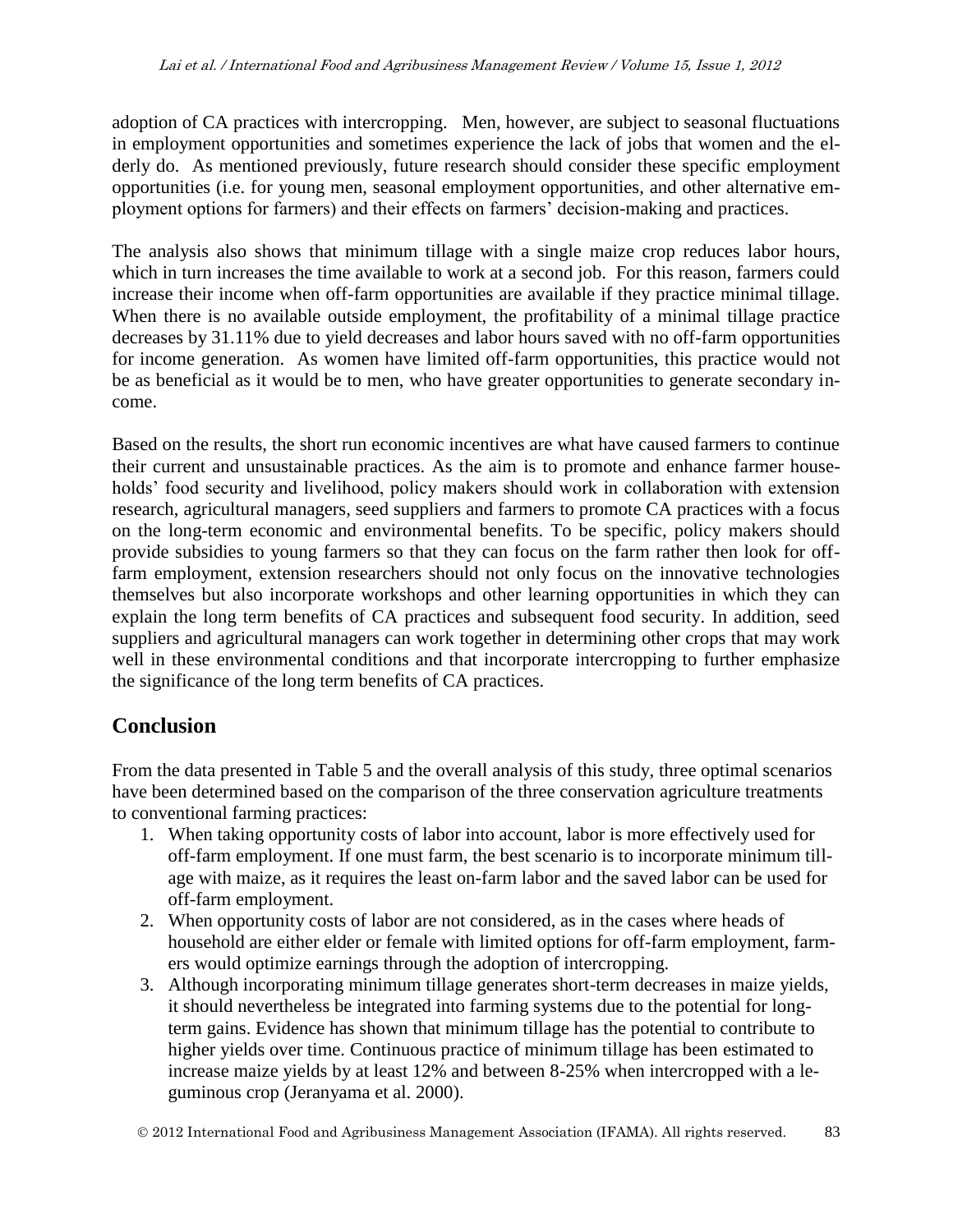adoption of CA practices with intercropping. Men, however, are subject to seasonal fluctuations in employment opportunities and sometimes experience the lack of jobs that women and the elderly do. As mentioned previously, future research should consider these specific employment opportunities (i.e. for young men, seasonal employment opportunities, and other alternative employment options for farmers) and their effects on farmers' decision-making and practices.

The analysis also shows that minimum tillage with a single maize crop reduces labor hours, which in turn increases the time available to work at a second job. For this reason, farmers could increase their income when off-farm opportunities are available if they practice minimal tillage. When there is no available outside employment, the profitability of a minimal tillage practice decreases by 31.11% due to yield decreases and labor hours saved with no off-farm opportunities for income generation. As women have limited off-farm opportunities, this practice would not be as beneficial as it would be to men, who have greater opportunities to generate secondary income.

Based on the results, the short run economic incentives are what have caused farmers to continue their current and unsustainable practices. As the aim is to promote and enhance farmer households' food security and livelihood, policy makers should work in collaboration with extension research, agricultural managers, seed suppliers and farmers to promote CA practices with a focus on the long-term economic and environmental benefits. To be specific, policy makers should provide subsidies to young farmers so that they can focus on the farm rather then look for off-farm employment, extension researchers should not only focus on the innovative technologies themselves but also incorporate workshops and other learning opportunities in which they can explain the long term benefits of CA practices and subsequent food security. In addition, seed suppliers and agricultural managers can work together in determining other crops that may work well in these environmental conditions and that incorporate intercropping to further emphasize the significance of the long term benefits of CA practices.

## Conclusion

From the data presented in Table 5 and the overall analysis of this study, three optimal scenarios have been determined based on the comparison of the three conservation agriculture treatments to conventional farming practices:

1. When taking opportunity costs of labor into account, labor is more effectively used for off-farm employment. If one must farm, the best scenario is to incorporate minimum tillage with maize, as it requires the least on-farm labor and the saved labor can be used for off-farm employment.
2. When opportunity costs of labor are not considered, as in the cases where heads of household are either elder or female with limited options for off-farm employment, farmers would optimize earnings through the adoption of intercropping.
3. Although incorporating minimum tillage generates short-term decreases in maize yields, it should nevertheless be integrated into farming systems due to the potential for long-term gains. Evidence has shown that minimum tillage has the potential to contribute to higher yields over time. Continuous practice of minimum tillage has been estimated to increase maize yields by at least 12% and between 8-25% when intercropped with a leguminous crop (Jeranyama et al. 2000).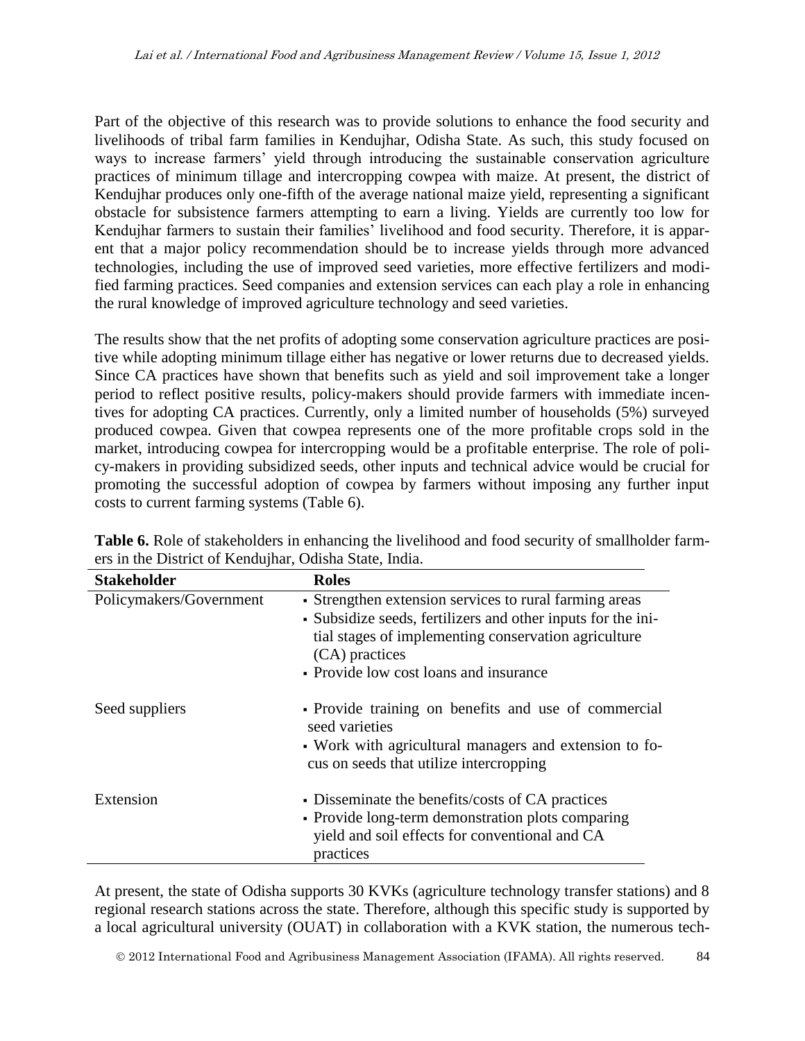Part of the objective of this research was to provide solutions to enhance the food security and livelihoods of tribal farm families in Kendujhar, Odisha State. As such, this study focused on ways to increase farmers' yield through introducing the sustainable conservation agriculture practices of minimum tillage and intercropping cowpea with maize. At present, the district of Kendujhar produces only one-fifth of the average national maize yield, representing a significant obstacle for subsistence farmers attempting to earn a living. Yields are currently too low for Kendujhar farmers to sustain their families' livelihood and food security. Therefore, it is apparent that a major policy recommendation should be to increase yields through more advanced technologies, including the use of improved seed varieties, more effective fertilizers and modified farming practices. Seed companies and extension services can each play a role in enhancing the rural knowledge of improved agriculture technology and seed varieties.

The results show that the net profits of adopting some conservation agriculture practices are positive while adopting minimum tillage either has negative or lower returns due to decreased yields. Since CA practices have shown that benefits such as yield and soil improvement take a longer period to reflect positive results, policy-makers should provide farmers with immediate incentives for adopting CA practices. Currently, only a limited number of households (5%) surveyed produced cowpea. Given that cowpea represents one of the more profitable crops sold in the market, introducing cowpea for intercropping would be a profitable enterprise. The role of policy-makers in providing subsidized seeds, other inputs and technical advice would be crucial for promoting the successful adoption of cowpea by farmers without imposing any further input costs to current farming systems (Table 6).

**Table 6.** Role of stakeholders in enhancing the livelihood and food security of smallholder farmers in the District of Kendujhar, Odisha State, India.

| Stakeholder | Roles |
|---|---|
| Policymakers/Government | ▪ Strengthen extension services to rural farming areas<br>▪ Subsidize seeds, fertilizers and other inputs for the initial stages of implementing conservation agriculture (CA) practices<br>▪ Provide low cost loans and insurance |
| Seed suppliers | ▪ Provide training on benefits and use of commercial seed varieties<br>▪ Work with agricultural managers and extension to focus on seeds that utilize intercropping |
| Extension | ▪ Disseminate the benefits/costs of CA practices<br>▪ Provide long-term demonstration plots comparing yield and soil effects for conventional and CA practices |

At present, the state of Odisha supports 30 KVKs (agriculture technology transfer stations) and 8 regional research stations across the state. Therefore, although this specific study is supported by a local agricultural university (OUAT) in collaboration with a KVK station, the numerous tech-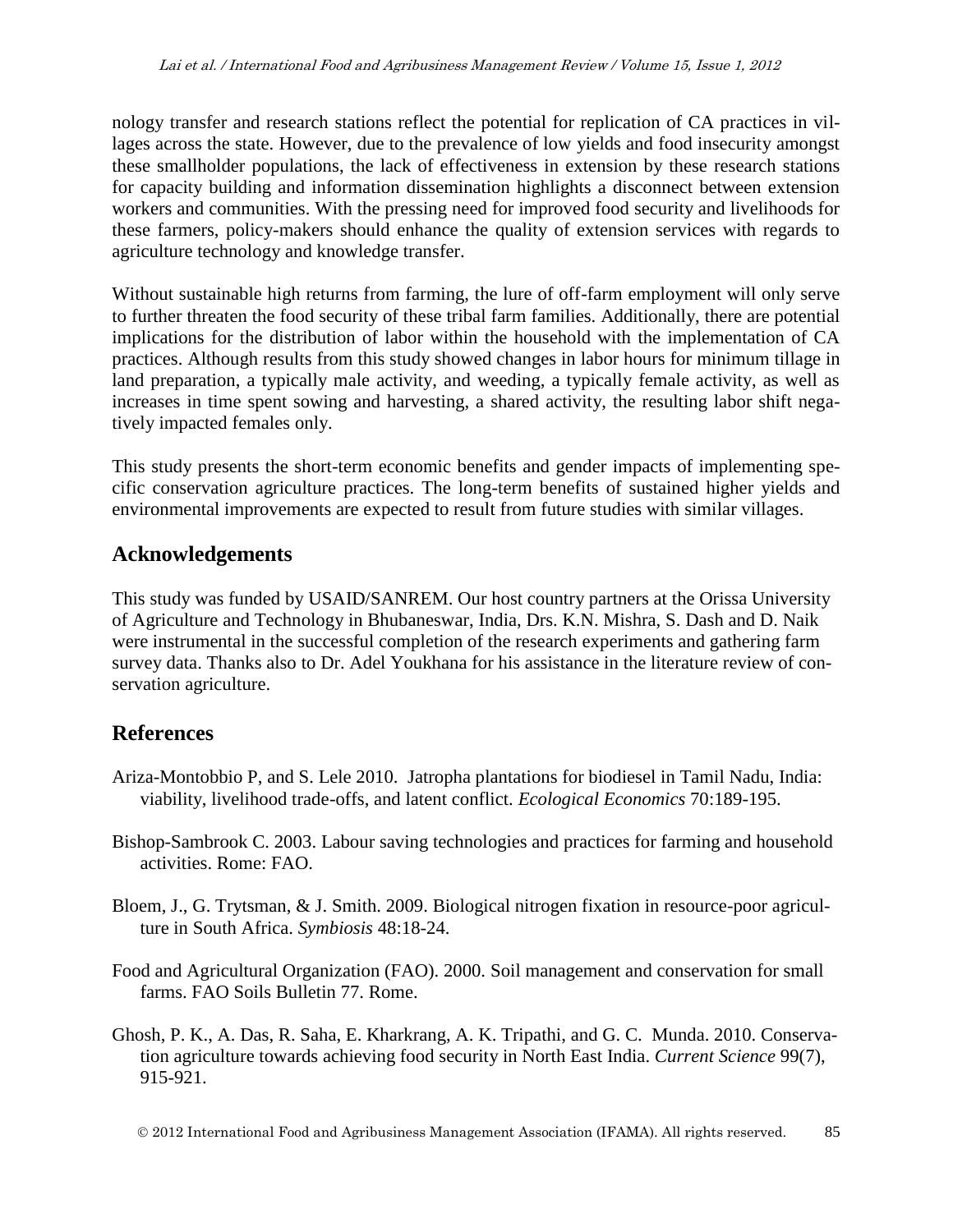nology transfer and research stations reflect the potential for replication of CA practices in villages across the state. However, due to the prevalence of low yields and food insecurity amongst these smallholder populations, the lack of effectiveness in extension by these research stations for capacity building and information dissemination highlights a disconnect between extension workers and communities. With the pressing need for improved food security and livelihoods for these farmers, policy-makers should enhance the quality of extension services with regards to agriculture technology and knowledge transfer.

Without sustainable high returns from farming, the lure of off-farm employment will only serve to further threaten the food security of these tribal farm families. Additionally, there are potential implications for the distribution of labor within the household with the implementation of CA practices. Although results from this study showed changes in labor hours for minimum tillage in land preparation, a typically male activity, and weeding, a typically female activity, as well as increases in time spent sowing and harvesting, a shared activity, the resulting labor shift negatively impacted females only.

This study presents the short-term economic benefits and gender impacts of implementing specific conservation agriculture practices. The long-term benefits of sustained higher yields and environmental improvements are expected to result from future studies with similar villages.

## Acknowledgements

This study was funded by USAID/SANREM. Our host country partners at the Orissa University of Agriculture and Technology in Bhubaneswar, India, Drs. K.N. Mishra, S. Dash and D. Naik were instrumental in the successful completion of the research experiments and gathering farm survey data. Thanks also to Dr. Adel Youkhana for his assistance in the literature review of conservation agriculture.

## References

Ariza-Montobbio P, and S. Lele 2010. Jatropha plantations for biodiesel in Tamil Nadu, India: viability, livelihood trade-offs, and latent conflict. *Ecological Economics* 70:189-195.

Bishop-Sambrook C. 2003. Labour saving technologies and practices for farming and household activities. Rome: FAO.

Bloem, J., G. Trytsman, & J. Smith. 2009. Biological nitrogen fixation in resource-poor agriculture in South Africa. *Symbiosis* 48:18-24.

Food and Agricultural Organization (FAO). 2000. Soil management and conservation for small farms. FAO Soils Bulletin 77. Rome.

Ghosh, P. K., A. Das, R. Saha, E. Kharkrang, A. K. Tripathi, and G. C. Munda. 2010. Conservation agriculture towards achieving food security in North East India. *Current Science* 99(7), 915-921.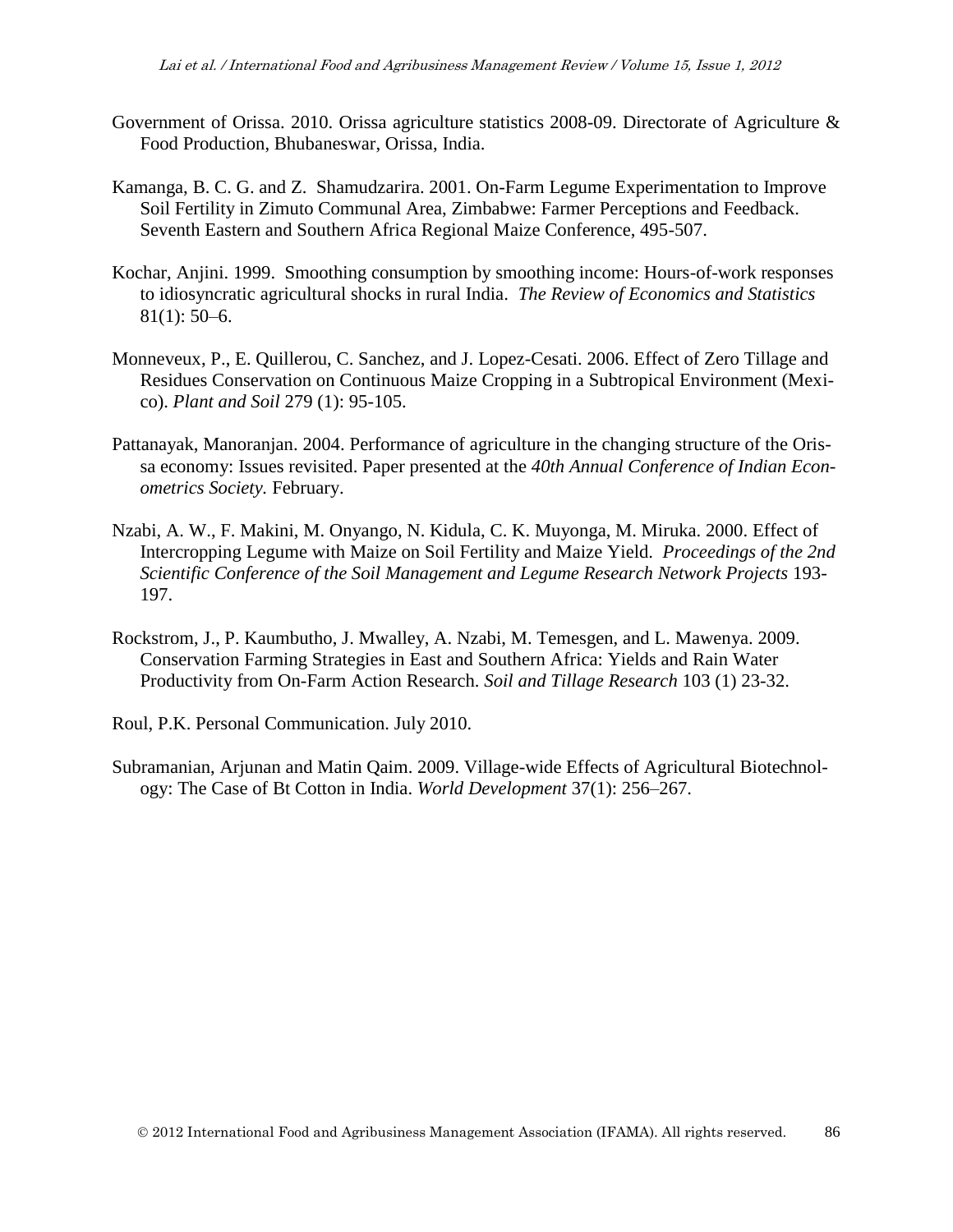Government of Orissa. 2010. Orissa agriculture statistics 2008-09. Directorate of Agriculture & Food Production, Bhubaneswar, Orissa, India.

Kamanga, B. C. G. and Z. Shamudzarira. 2001. On-Farm Legume Experimentation to Improve Soil Fertility in Zimuto Communal Area, Zimbabwe: Farmer Perceptions and Feedback. Seventh Eastern and Southern Africa Regional Maize Conference, 495-507.

Kochar, Anjini. 1999. Smoothing consumption by smoothing income: Hours-of-work responses to idiosyncratic agricultural shocks in rural India. *The Review of Economics and Statistics* 81(1): 50–6.

Monneveux, P., E. Quillerou, C. Sanchez, and J. Lopez-Cesati. 2006. Effect of Zero Tillage and Residues Conservation on Continuous Maize Cropping in a Subtropical Environment (Mexico). *Plant and Soil* 279 (1): 95-105.

Pattanayak, Manoranjan. 2004. Performance of agriculture in the changing structure of the Orissa economy: Issues revisited. Paper presented at the *40th Annual Conference of Indian Econometrics Society.* February.

Nzabi, A. W., F. Makini, M. Onyango, N. Kidula, C. K. Muyonga, M. Miruka. 2000. Effect of Intercropping Legume with Maize on Soil Fertility and Maize Yield. *Proceedings of the 2nd Scientific Conference of the Soil Management and Legume Research Network Projects* 193-197.

Rockstrom, J., P. Kaumbutho, J. Mwalley, A. Nzabi, M. Temesgen, and L. Mawenya. 2009. Conservation Farming Strategies in East and Southern Africa: Yields and Rain Water Productivity from On-Farm Action Research. *Soil and Tillage Research* 103 (1) 23-32.

Roul, P.K. Personal Communication. July 2010.

Subramanian, Arjunan and Matin Qaim. 2009. Village-wide Effects of Agricultural Biotechnology: The Case of Bt Cotton in India. *World Development* 37(1): 256–267.